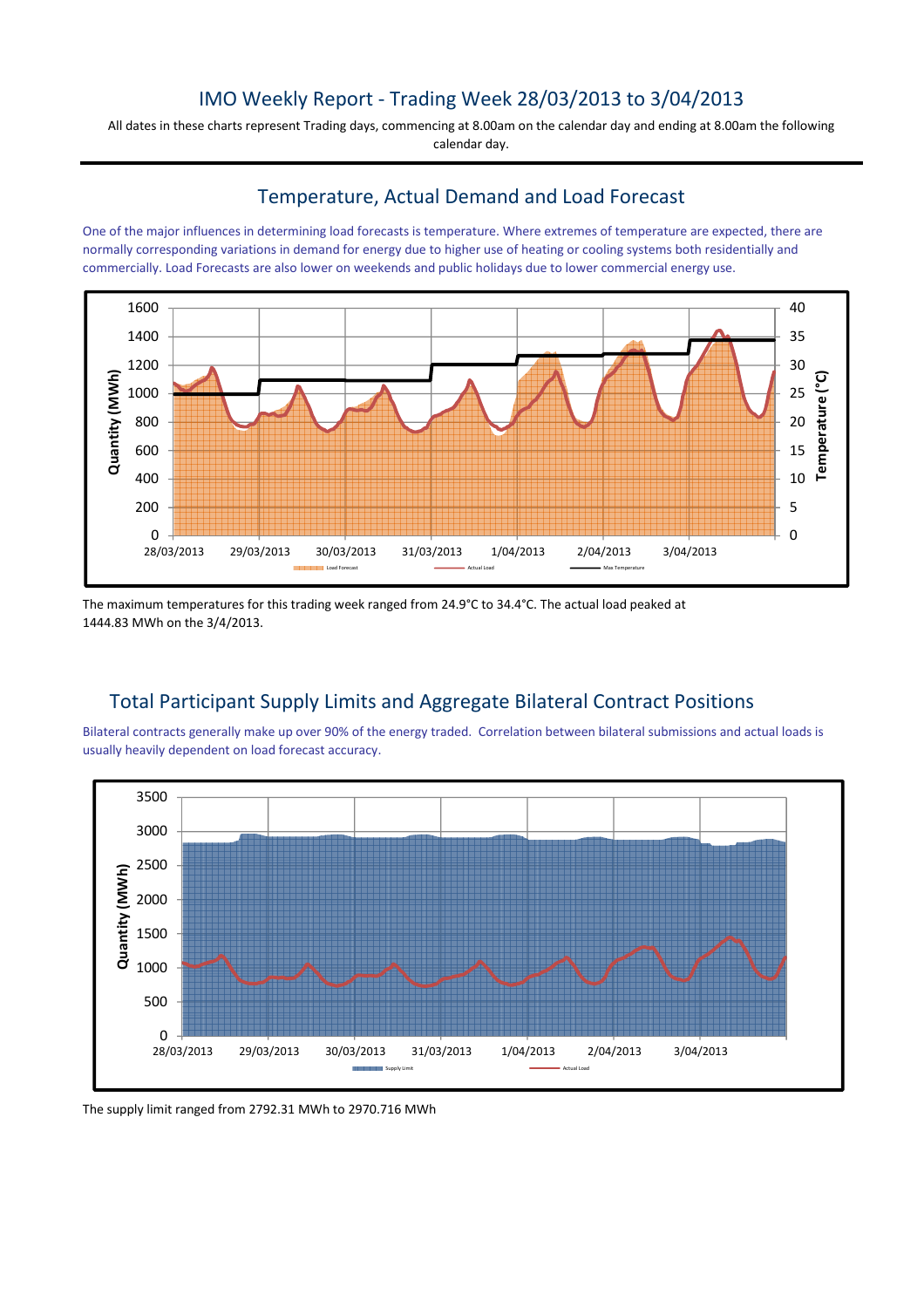# IMO Weekly Report - Trading Week 28/03/2013 to 3/04/2013

All dates in these charts represent Trading days, commencing at 8.00am on the calendar day and ending at 8.00am the following calendar day.

## Temperature, Actual Demand and Load Forecast

One of the major influences in determining load forecasts is temperature. Where extremes of temperature are expected, there are normally corresponding variations in demand for energy due to higher use of heating or cooling systems both residentially and commercially. Load Forecasts are also lower on weekends and public holidays due to lower commercial energy use.

The maximum temperatures for this trading week ranged from 24.9°C to 34.4°C. The actual load peaked at 1444.83 MWh on the 3/4/2013.

## Total Participant Supply Limits and Aggregate Bilateral Contract Positions

Bilateral contracts generally make up over 90% of the energy traded. Correlation between bilateral submissions and actual loads is usually heavily dependent on load forecast accuracy.

The supply limit ranged from 2792.31 MWh to 2970.716 MWh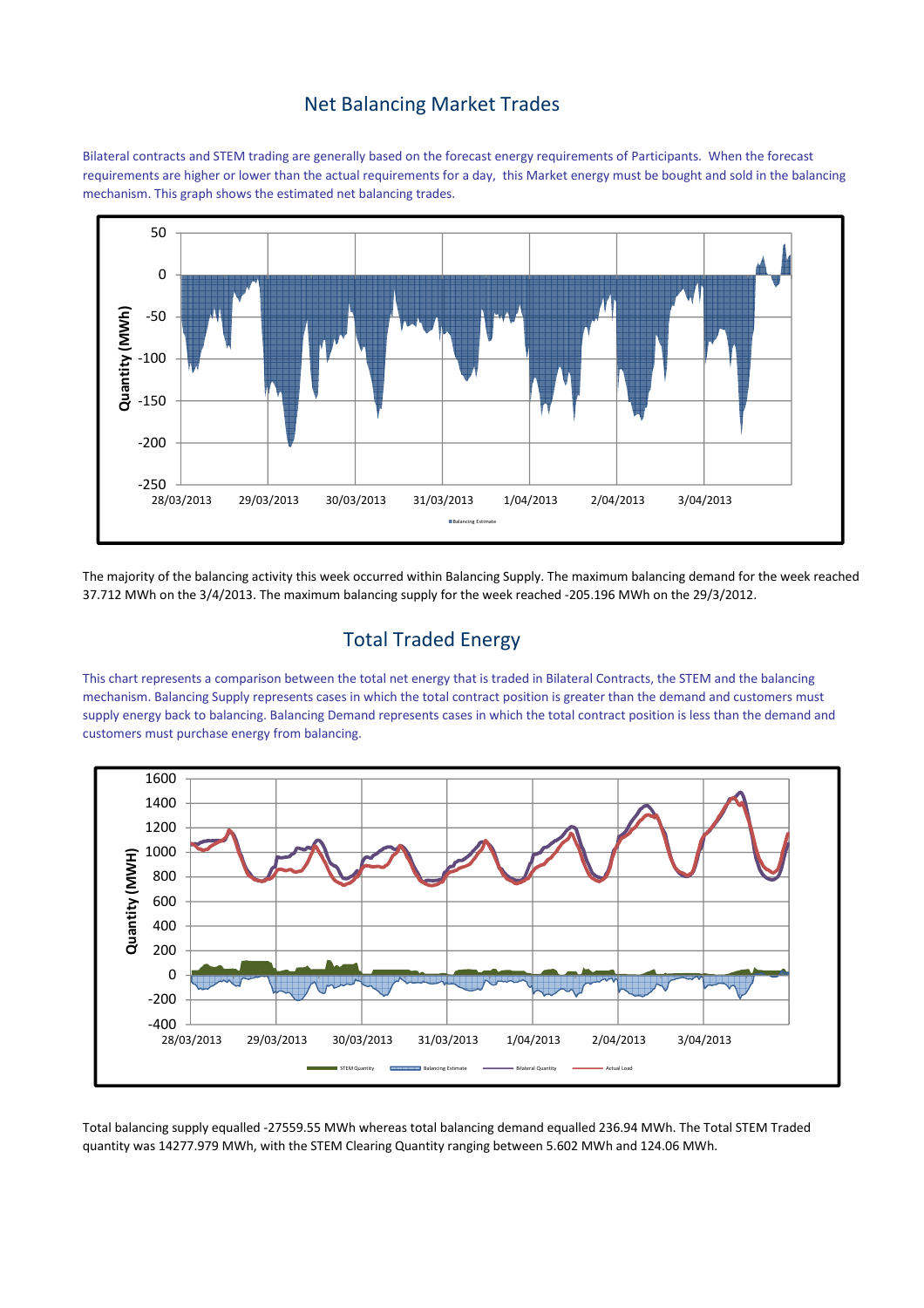# Net Balancing Market Trades

Bilateral contracts and STEM trading are generally based on the forecast energy requirements of Participants. When the forecast requirements are higher or lower than the actual requirements for a day, this Market energy must be bought and sold in the balancing mechanism. This graph shows the estimated net balancing trades.

The majority of the balancing activity this week occurred within Balancing Supply. The maximum balancing demand for the week reached 37.712 MWh on the 3/4/2013. The maximum balancing supply for the week reached -205.196 MWh on the 29/3/2012.

# Total Traded Energy

This chart represents a comparison between the total net energy that is traded in Bilateral Contracts, the STEM and the balancing mechanism. Balancing Supply represents cases in which the total contract position is greater than the demand and customers must supply energy back to balancing. Balancing Demand represents cases in which the total contract position is less than the demand and customers must purchase energy from balancing.

Total balancing supply equalled -27559.55 MWh whereas total balancing demand equalled 236.94 MWh. The Total STEM Traded quantity was 14277.979 MWh, with the STEM Clearing Quantity ranging between 5.602 MWh and 124.06 MWh.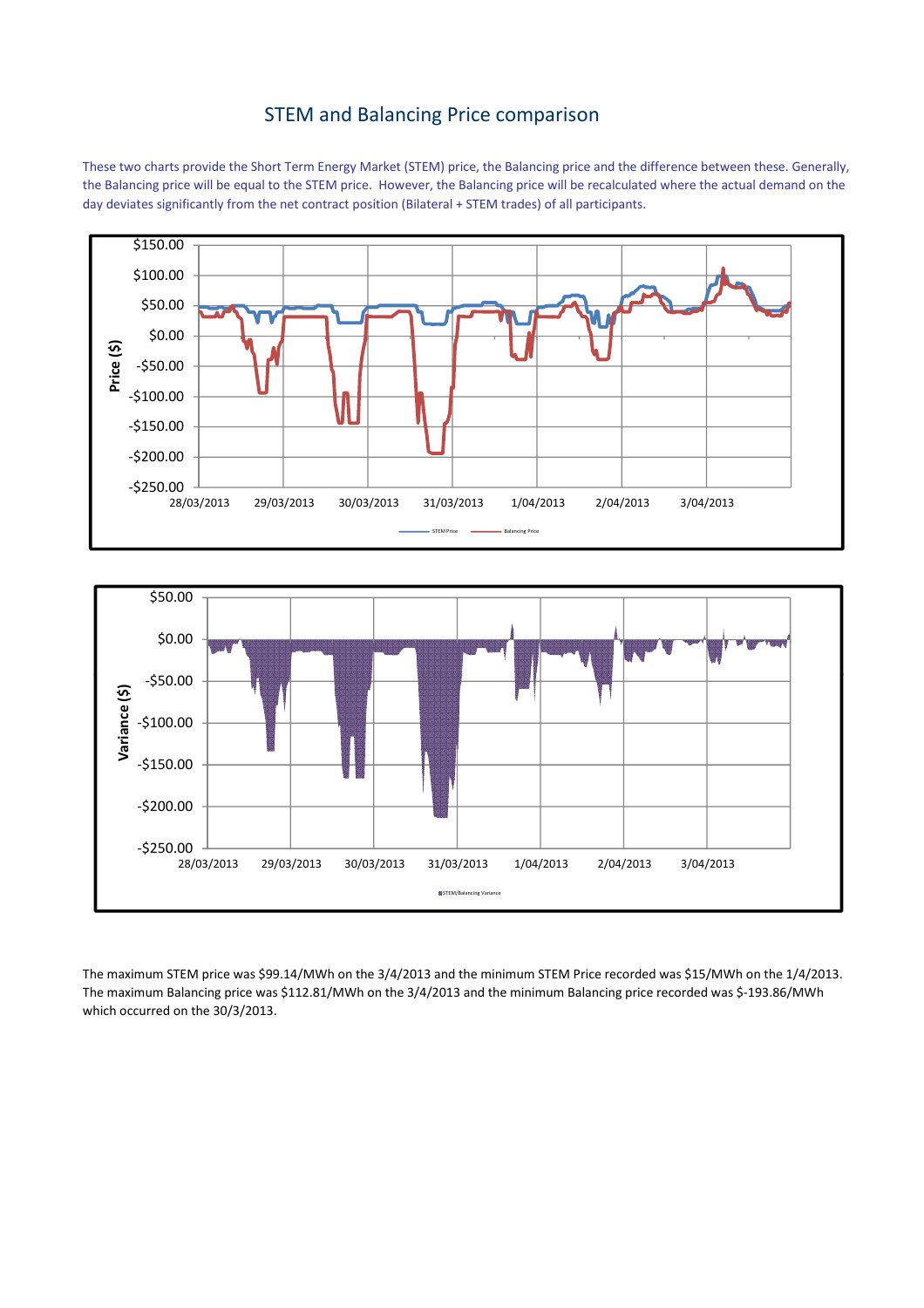# STEM and Balancing Price comparison

These two charts provide the Short Term Energy Market (STEM) price, the Balancing price and the difference between these. Generally, the Balancing price will be equal to the STEM price. However, the Balancing price will be recalculated where the actual demand on the day deviates significantly from the net contract position (Bilateral + STEM trades) of all participants.

Price ($)

$150.00
$100.00
$50.00
$0.00
-$50.00
-$100.00
-$150.00
-$200.00
-$250.00

28/03/2013
29/03/2013
30/03/2013
31/03/2013
1/04/2013
2/04/2013
3/04/2013

STEM Price
Balancing Price

Variance ($)

$50.00
$0.00
-$50.00
-$100.00
-$150.00
-$200.00
-$250.00

28/03/2013
29/03/2013
30/03/2013
31/03/2013
1/04/2013
2/04/2013
3/04/2013

STEM/Balancing Variance

The maximum STEM price was $99.14/MWh on the 3/4/2013 and the minimum STEM Price recorded was $15/MWh on the 1/4/2013. The maximum Balancing price was $112.81/MWh on the 3/4/2013 and the minimum Balancing price recorded was $-193.86/MWh which occurred on the 30/3/2013.